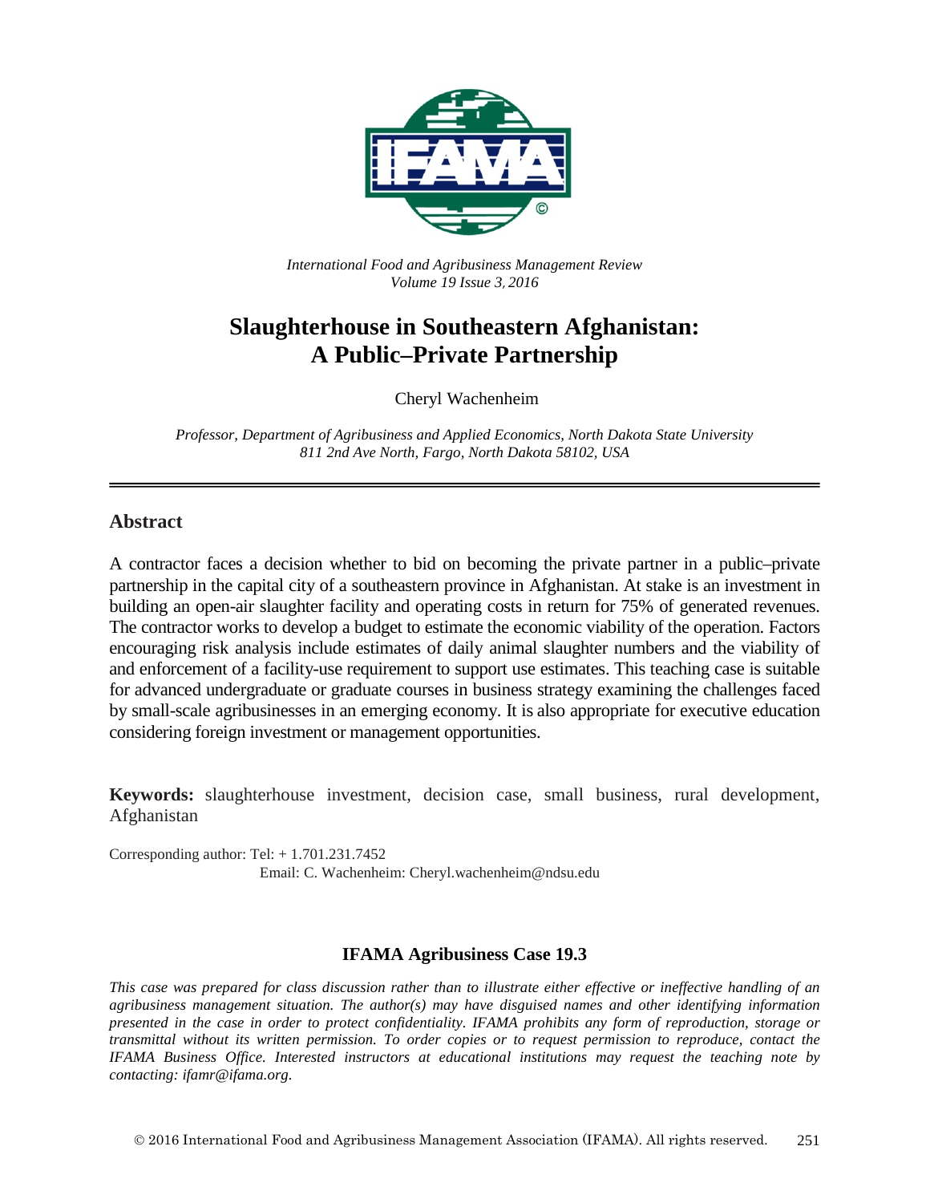*International Food and Agribusiness Management Review*
*Volume 19 Issue 3, 2016*

# Slaughterhouse in Southeastern Afghanistan: A Public–Private Partnership

Cheryl Wachenheim

*Professor, Department of Agribusiness and Applied Economics, North Dakota State University*
*811 2nd Ave North, Fargo, North Dakota 58102, USA*

---

## Abstract

A contractor faces a decision whether to bid on becoming the private partner in a public–private partnership in the capital city of a southeastern province in Afghanistan. At stake is an investment in building an open-air slaughter facility and operating costs in return for 75% of generated revenues. The contractor works to develop a budget to estimate the economic viability of the operation. Factors encouraging risk analysis include estimates of daily animal slaughter numbers and the viability of and enforcement of a facility-use requirement to support use estimates. This teaching case is suitable for advanced undergraduate or graduate courses in business strategy examining the challenges faced by small-scale agribusinesses in an emerging economy. It is also appropriate for executive education considering foreign investment or management opportunities.

**Keywords:** slaughterhouse investment, decision case, small business, rural development, Afghanistan

Corresponding author: Tel: + 1.701.231.7452
Email: C. Wachenheim: Cheryl.wachenheim@ndsu.edu

### IFAMA Agribusiness Case 19.3

*This case was prepared for class discussion rather than to illustrate either effective or ineffective handling of an agribusiness management situation. The author(s) may have disguised names and other identifying information presented in the case in order to protect confidentiality. IFAMA prohibits any form of reproduction, storage or transmittal without its written permission. To order copies or to request permission to reproduce, contact the IFAMA Business Office. Interested instructors at educational institutions may request the teaching note by contacting: ifamr@ifama.org.*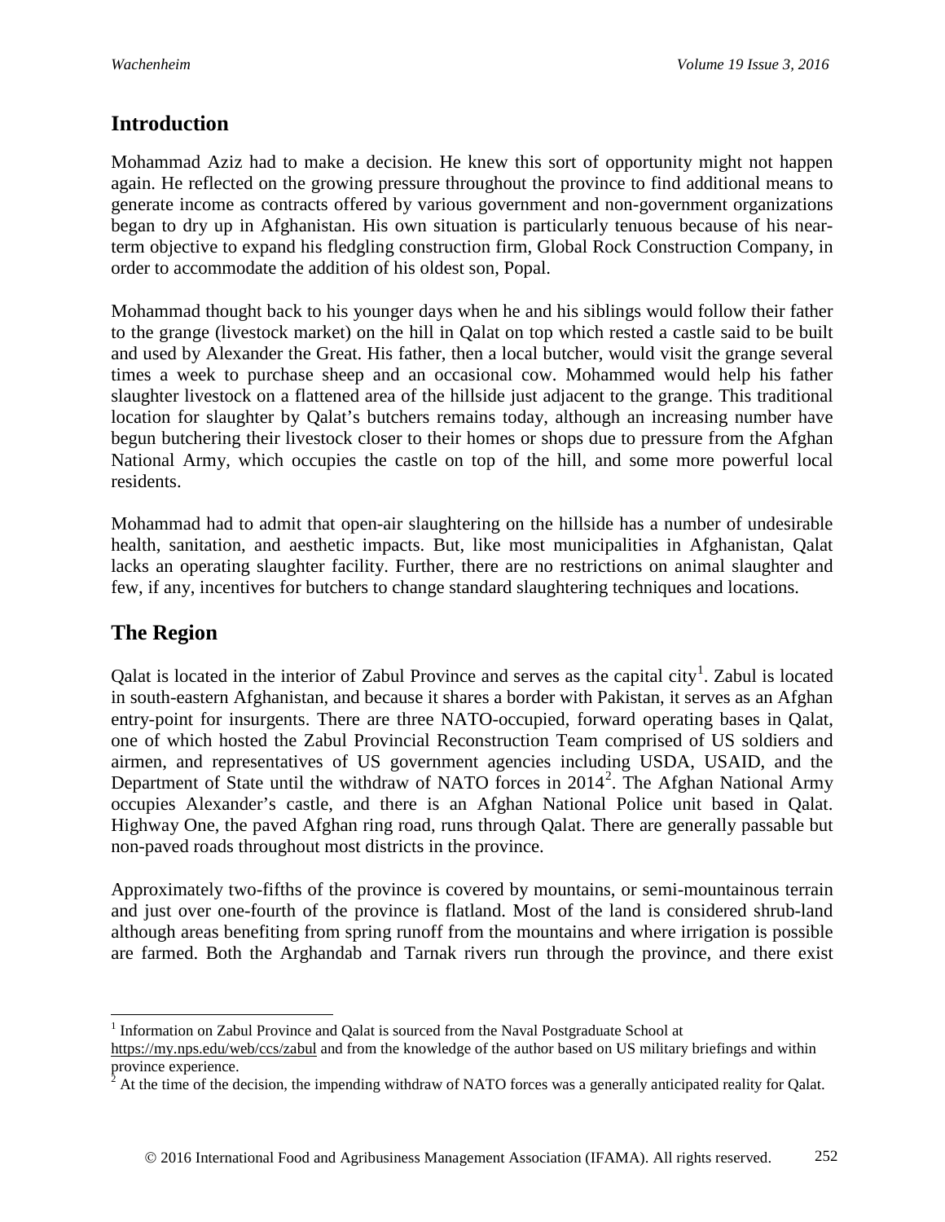## Introduction

Mohammad Aziz had to make a decision. He knew this sort of opportunity might not happen again. He reflected on the growing pressure throughout the province to find additional means to generate income as contracts offered by various government and non-government organizations began to dry up in Afghanistan. His own situation is particularly tenuous because of his near-term objective to expand his fledgling construction firm, Global Rock Construction Company, in order to accommodate the addition of his oldest son, Popal.

Mohammad thought back to his younger days when he and his siblings would follow their father to the grange (livestock market) on the hill in Qalat on top which rested a castle said to be built and used by Alexander the Great. His father, then a local butcher, would visit the grange several times a week to purchase sheep and an occasional cow. Mohammed would help his father slaughter livestock on a flattened area of the hillside just adjacent to the grange. This traditional location for slaughter by Qalat's butchers remains today, although an increasing number have begun butchering their livestock closer to their homes or shops due to pressure from the Afghan National Army, which occupies the castle on top of the hill, and some more powerful local residents.

Mohammad had to admit that open-air slaughtering on the hillside has a number of undesirable health, sanitation, and aesthetic impacts. But, like most municipalities in Afghanistan, Qalat lacks an operating slaughter facility. Further, there are no restrictions on animal slaughter and few, if any, incentives for butchers to change standard slaughtering techniques and locations.

## The Region

Qalat is located in the interior of Zabul Province and serves as the capital city[1]. Zabul is located in south-eastern Afghanistan, and because it shares a border with Pakistan, it serves as an Afghan entry-point for insurgents. There are three NATO-occupied, forward operating bases in Qalat, one of which hosted the Zabul Provincial Reconstruction Team comprised of US soldiers and airmen, and representatives of US government agencies including USDA, USAID, and the Department of State until the withdraw of NATO forces in 2014[2]. The Afghan National Army occupies Alexander's castle, and there is an Afghan National Police unit based in Qalat. Highway One, the paved Afghan ring road, runs through Qalat. There are generally passable but non-paved roads throughout most districts in the province.

Approximately two-fifths of the province is covered by mountains, or semi-mountainous terrain and just over one-fourth of the province is flatland. Most of the land is considered shrub-land although areas benefiting from spring runoff from the mountains and where irrigation is possible are farmed. Both the Arghandab and Tarnak rivers run through the province, and there exist

---

[1] Information on Zabul Province and Qalat is sourced from the Naval Postgraduate School at https://my.nps.edu/web/ccs/zabul and from the knowledge of the author based on US military briefings and within province experience.

[2] At the time of the decision, the impending withdraw of NATO forces was a generally anticipated reality for Qalat.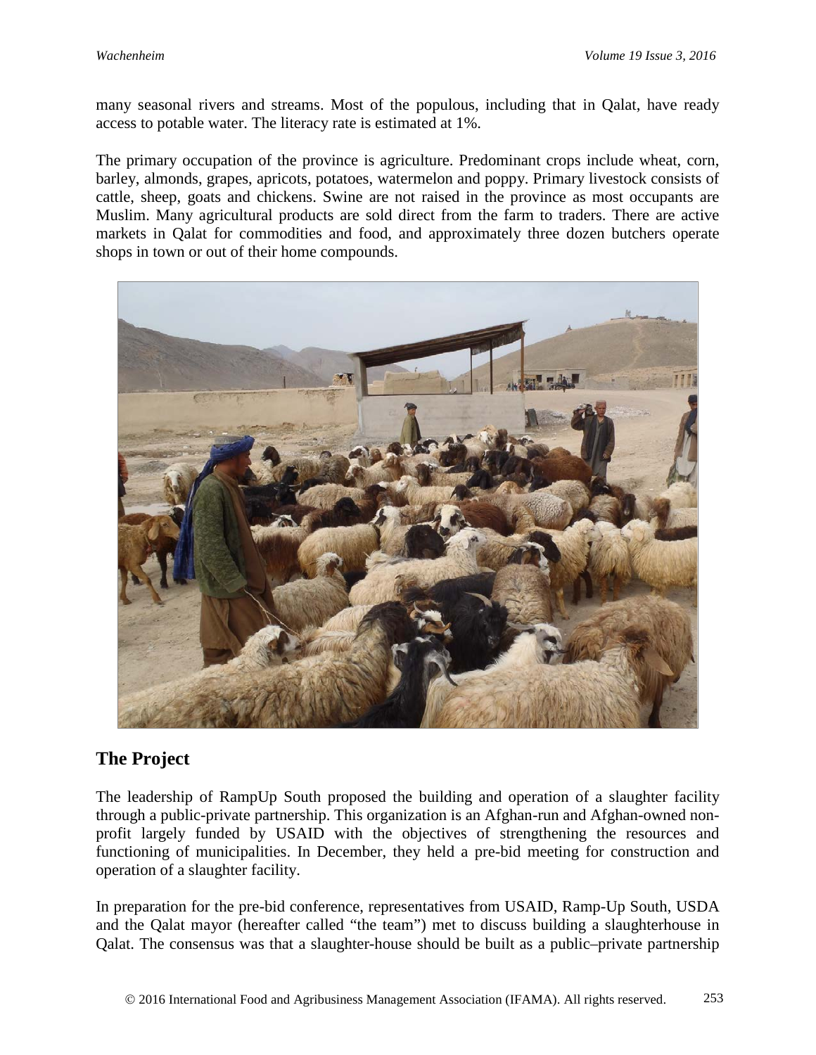many seasonal rivers and streams. Most of the populous, including that in Qalat, have ready access to potable water. The literacy rate is estimated at 1%.

The primary occupation of the province is agriculture. Predominant crops include wheat, corn, barley, almonds, grapes, apricots, potatoes, watermelon and poppy. Primary livestock consists of cattle, sheep, goats and chickens. Swine are not raised in the province as most occupants are Muslim. Many agricultural products are sold direct from the farm to traders. There are active markets in Qalat for commodities and food, and approximately three dozen butchers operate shops in town or out of their home compounds.

## The Project

The leadership of RampUp South proposed the building and operation of a slaughter facility through a public-private partnership. This organization is an Afghan-run and Afghan-owned non-profit largely funded by USAID with the objectives of strengthening the resources and functioning of municipalities. In December, they held a pre-bid meeting for construction and operation of a slaughter facility.

In preparation for the pre-bid conference, representatives from USAID, Ramp-Up South, USDA and the Qalat mayor (hereafter called "the team") met to discuss building a slaughterhouse in Qalat. The consensus was that a slaughter-house should be built as a public–private partnership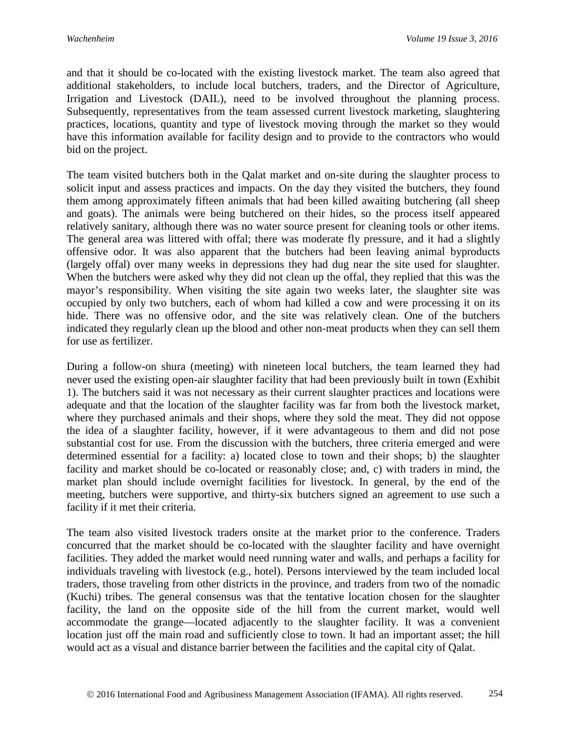and that it should be co-located with the existing livestock market. The team also agreed that additional stakeholders, to include local butchers, traders, and the Director of Agriculture, Irrigation and Livestock (DAIL), need to be involved throughout the planning process. Subsequently, representatives from the team assessed current livestock marketing, slaughtering practices, locations, quantity and type of livestock moving through the market so they would have this information available for facility design and to provide to the contractors who would bid on the project.

The team visited butchers both in the Qalat market and on-site during the slaughter process to solicit input and assess practices and impacts. On the day they visited the butchers, they found them among approximately fifteen animals that had been killed awaiting butchering (all sheep and goats). The animals were being butchered on their hides, so the process itself appeared relatively sanitary, although there was no water source present for cleaning tools or other items. The general area was littered with offal; there was moderate fly pressure, and it had a slightly offensive odor. It was also apparent that the butchers had been leaving animal byproducts (largely offal) over many weeks in depressions they had dug near the site used for slaughter. When the butchers were asked why they did not clean up the offal, they replied that this was the mayor's responsibility. When visiting the site again two weeks later, the slaughter site was occupied by only two butchers, each of whom had killed a cow and were processing it on its hide. There was no offensive odor, and the site was relatively clean. One of the butchers indicated they regularly clean up the blood and other non-meat products when they can sell them for use as fertilizer.

During a follow-on shura (meeting) with nineteen local butchers, the team learned they had never used the existing open-air slaughter facility that had been previously built in town (Exhibit 1). The butchers said it was not necessary as their current slaughter practices and locations were adequate and that the location of the slaughter facility was far from both the livestock market, where they purchased animals and their shops, where they sold the meat. They did not oppose the idea of a slaughter facility, however, if it were advantageous to them and did not pose substantial cost for use. From the discussion with the butchers, three criteria emerged and were determined essential for a facility: a) located close to town and their shops; b) the slaughter facility and market should be co-located or reasonably close; and, c) with traders in mind, the market plan should include overnight facilities for livestock. In general, by the end of the meeting, butchers were supportive, and thirty-six butchers signed an agreement to use such a facility if it met their criteria.

The team also visited livestock traders onsite at the market prior to the conference. Traders concurred that the market should be co-located with the slaughter facility and have overnight facilities. They added the market would need running water and walls, and perhaps a facility for individuals traveling with livestock (e.g., hotel). Persons interviewed by the team included local traders, those traveling from other districts in the province, and traders from two of the nomadic (Kuchi) tribes. The general consensus was that the tentative location chosen for the slaughter facility, the land on the opposite side of the hill from the current market, would well accommodate the grange—located adjacently to the slaughter facility. It was a convenient location just off the main road and sufficiently close to town. It had an important asset; the hill would act as a visual and distance barrier between the facilities and the capital city of Qalat.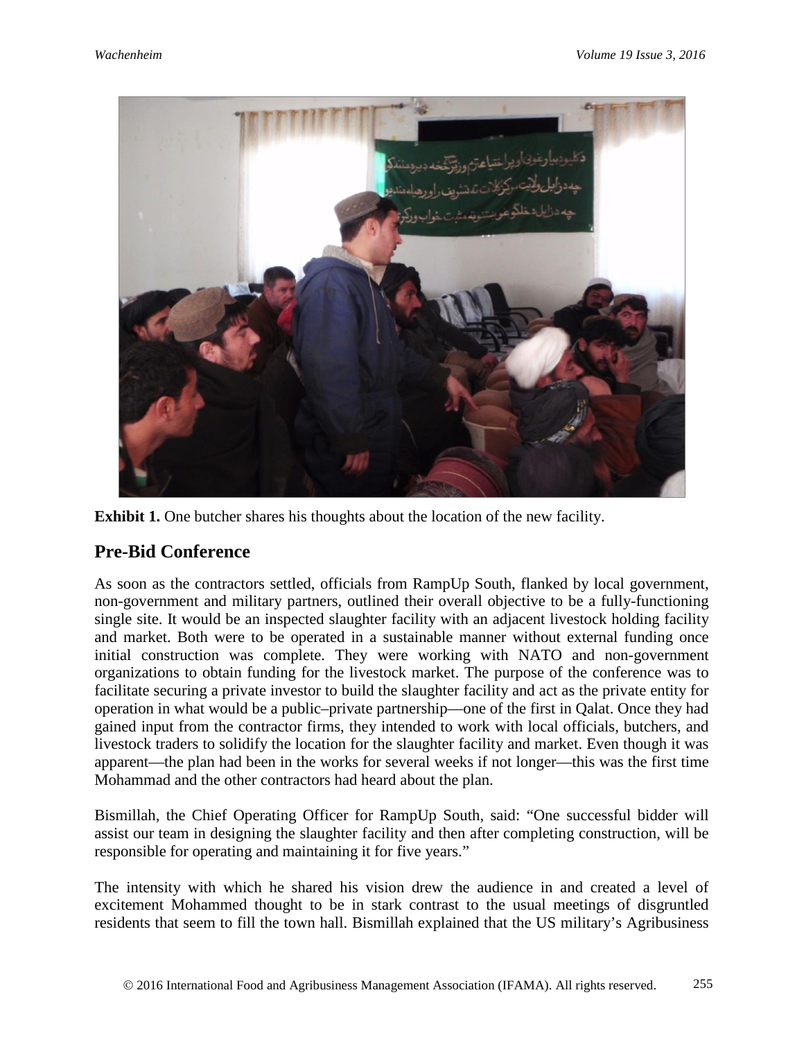**Exhibit 1.** One butcher shares his thoughts about the location of the new facility.

## Pre-Bid Conference

As soon as the contractors settled, officials from RampUp South, flanked by local government, non-government and military partners, outlined their overall objective to be a fully-functioning single site. It would be an inspected slaughter facility with an adjacent livestock holding facility and market. Both were to be operated in a sustainable manner without external funding once initial construction was complete. They were working with NATO and non-government organizations to obtain funding for the livestock market. The purpose of the conference was to facilitate securing a private investor to build the slaughter facility and act as the private entity for operation in what would be a public–private partnership—one of the first in Qalat. Once they had gained input from the contractor firms, they intended to work with local officials, butchers, and livestock traders to solidify the location for the slaughter facility and market. Even though it was apparent—the plan had been in the works for several weeks if not longer—this was the first time Mohammad and the other contractors had heard about the plan.

Bismillah, the Chief Operating Officer for RampUp South, said: "One successful bidder will assist our team in designing the slaughter facility and then after completing construction, will be responsible for operating and maintaining it for five years."

The intensity with which he shared his vision drew the audience in and created a level of excitement Mohammed thought to be in stark contrast to the usual meetings of disgruntled residents that seem to fill the town hall. Bismillah explained that the US military's Agribusiness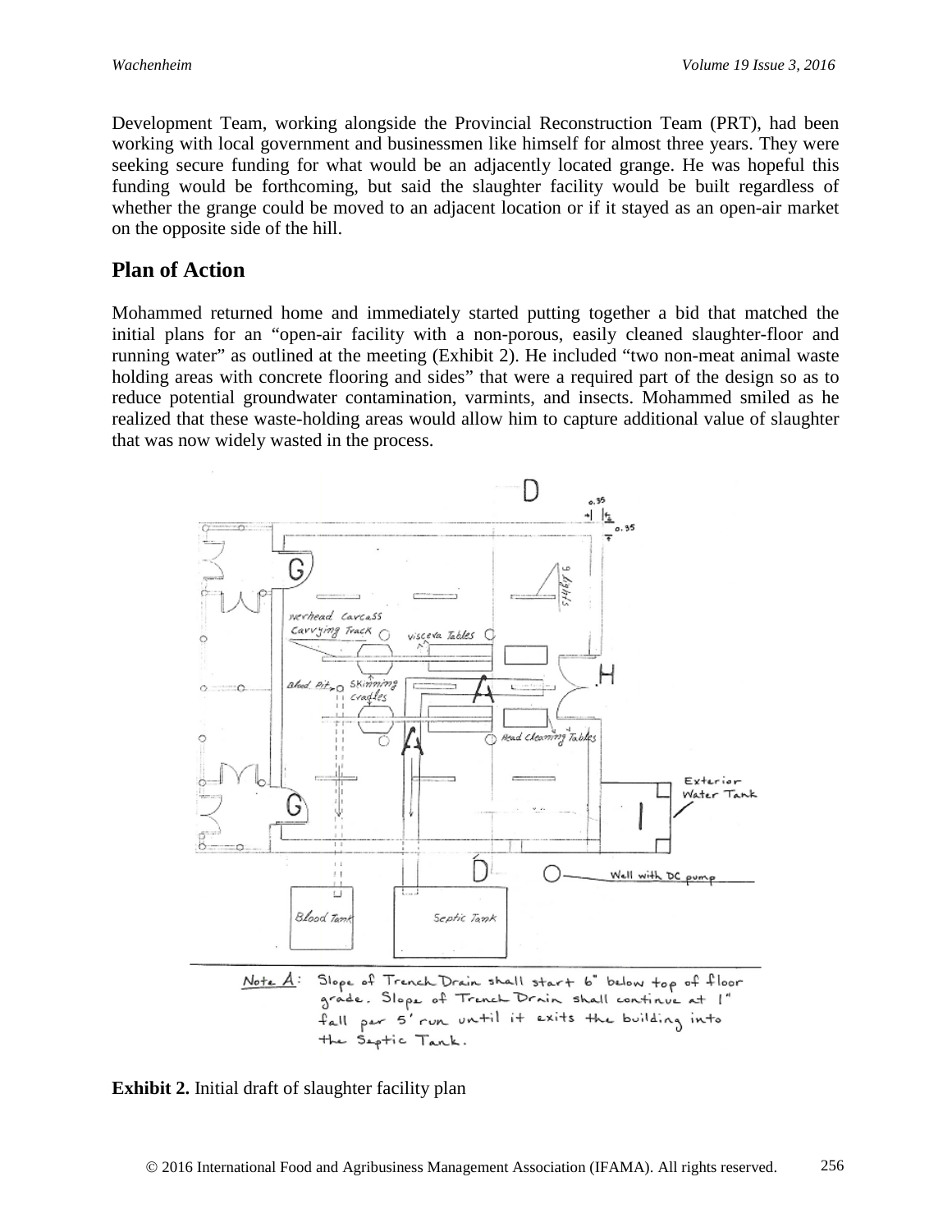Development Team, working alongside the Provincial Reconstruction Team (PRT), had been working with local government and businessmen like himself for almost three years. They were seeking secure funding for what would be an adjacently located grange. He was hopeful this funding would be forthcoming, but said the slaughter facility would be built regardless of whether the grange could be moved to an adjacent location or if it stayed as an open-air market on the opposite side of the hill.

## Plan of Action

Mohammed returned home and immediately started putting together a bid that matched the initial plans for an "open-air facility with a non-porous, easily cleaned slaughter-floor and running water" as outlined at the meeting (Exhibit 2). He included "two non-meat animal waste holding areas with concrete flooring and sides" that were a required part of the design so as to reduce potential groundwater contamination, varmints, and insects. Mohammed smiled as he realized that these waste-holding areas would allow him to capture additional value of slaughter that was now widely wasted in the process.

Note A: Slope of Trench Drain shall start 6" below top of floor grade. Slope of Trench Drain shall continue at 1" fall per 5' run until it exits the building into the Septic Tank.

**Exhibit 2.** Initial draft of slaughter facility plan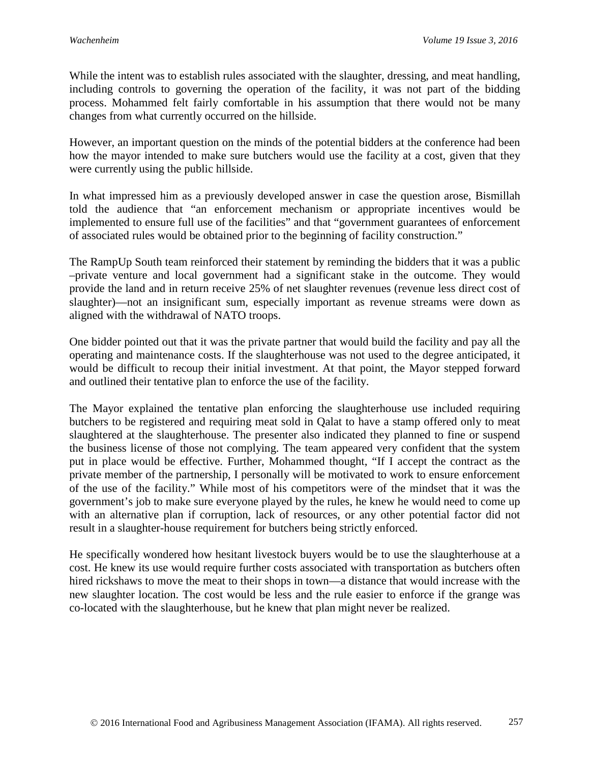While the intent was to establish rules associated with the slaughter, dressing, and meat handling, including controls to governing the operation of the facility, it was not part of the bidding process. Mohammed felt fairly comfortable in his assumption that there would not be many changes from what currently occurred on the hillside.

However, an important question on the minds of the potential bidders at the conference had been how the mayor intended to make sure butchers would use the facility at a cost, given that they were currently using the public hillside.

In what impressed him as a previously developed answer in case the question arose, Bismillah told the audience that "an enforcement mechanism or appropriate incentives would be implemented to ensure full use of the facilities" and that "government guarantees of enforcement of associated rules would be obtained prior to the beginning of facility construction."

The RampUp South team reinforced their statement by reminding the bidders that it was a public –private venture and local government had a significant stake in the outcome. They would provide the land and in return receive 25% of net slaughter revenues (revenue less direct cost of slaughter)—not an insignificant sum, especially important as revenue streams were down as aligned with the withdrawal of NATO troops.

One bidder pointed out that it was the private partner that would build the facility and pay all the operating and maintenance costs. If the slaughterhouse was not used to the degree anticipated, it would be difficult to recoup their initial investment. At that point, the Mayor stepped forward and outlined their tentative plan to enforce the use of the facility.

The Mayor explained the tentative plan enforcing the slaughterhouse use included requiring butchers to be registered and requiring meat sold in Qalat to have a stamp offered only to meat slaughtered at the slaughterhouse. The presenter also indicated they planned to fine or suspend the business license of those not complying. The team appeared very confident that the system put in place would be effective. Further, Mohammed thought, "If I accept the contract as the private member of the partnership, I personally will be motivated to work to ensure enforcement of the use of the facility." While most of his competitors were of the mindset that it was the government's job to make sure everyone played by the rules, he knew he would need to come up with an alternative plan if corruption, lack of resources, or any other potential factor did not result in a slaughter-house requirement for butchers being strictly enforced.

He specifically wondered how hesitant livestock buyers would be to use the slaughterhouse at a cost. He knew its use would require further costs associated with transportation as butchers often hired rickshaws to move the meat to their shops in town—a distance that would increase with the new slaughter location. The cost would be less and the rule easier to enforce if the grange was co-located with the slaughterhouse, but he knew that plan might never be realized.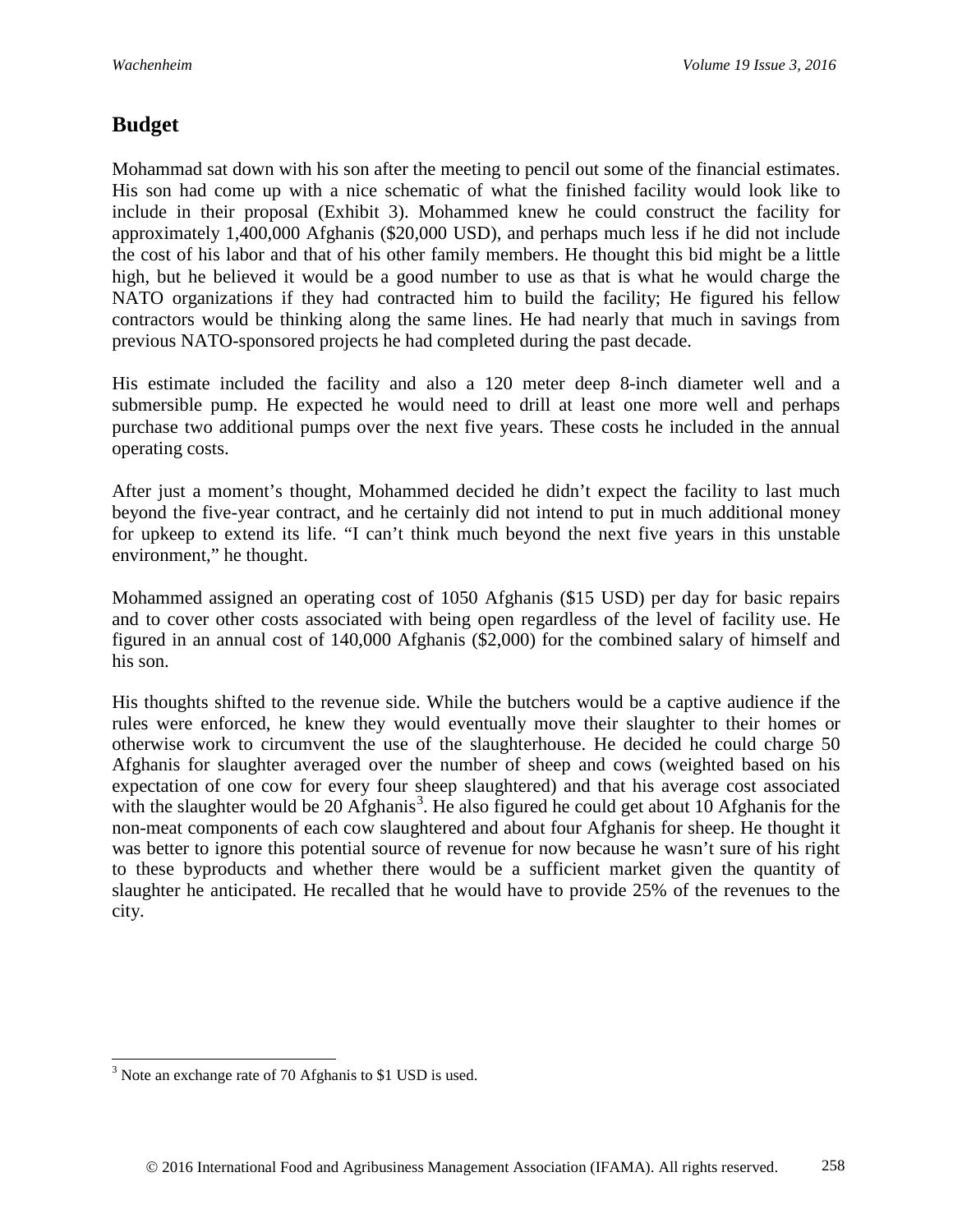## Budget

Mohammad sat down with his son after the meeting to pencil out some of the financial estimates. His son had come up with a nice schematic of what the finished facility would look like to include in their proposal (Exhibit 3). Mohammed knew he could construct the facility for approximately 1,400,000 Afghanis ($20,000 USD), and perhaps much less if he did not include the cost of his labor and that of his other family members. He thought this bid might be a little high, but he believed it would be a good number to use as that is what he would charge the NATO organizations if they had contracted him to build the facility; He figured his fellow contractors would be thinking along the same lines. He had nearly that much in savings from previous NATO-sponsored projects he had completed during the past decade.

His estimate included the facility and also a 120 meter deep 8-inch diameter well and a submersible pump. He expected he would need to drill at least one more well and perhaps purchase two additional pumps over the next five years. These costs he included in the annual operating costs.

After just a moment's thought, Mohammed decided he didn't expect the facility to last much beyond the five-year contract, and he certainly did not intend to put in much additional money for upkeep to extend its life. "I can't think much beyond the next five years in this unstable environment," he thought.

Mohammed assigned an operating cost of 1050 Afghanis ($15 USD) per day for basic repairs and to cover other costs associated with being open regardless of the level of facility use. He figured in an annual cost of 140,000 Afghanis ($2,000) for the combined salary of himself and his son.

His thoughts shifted to the revenue side. While the butchers would be a captive audience if the rules were enforced, he knew they would eventually move their slaughter to their homes or otherwise work to circumvent the use of the slaughterhouse. He decided he could charge 50 Afghanis for slaughter averaged over the number of sheep and cows (weighted based on his expectation of one cow for every four sheep slaughtered) and that his average cost associated with the slaughter would be 20 Afghanis[3]. He also figured he could get about 10 Afghanis for the non-meat components of each cow slaughtered and about four Afghanis for sheep. He thought it was better to ignore this potential source of revenue for now because he wasn't sure of his right to these byproducts and whether there would be a sufficient market given the quantity of slaughter he anticipated. He recalled that he would have to provide 25% of the revenues to the city.

[3] Note an exchange rate of 70 Afghanis to $1 USD is used.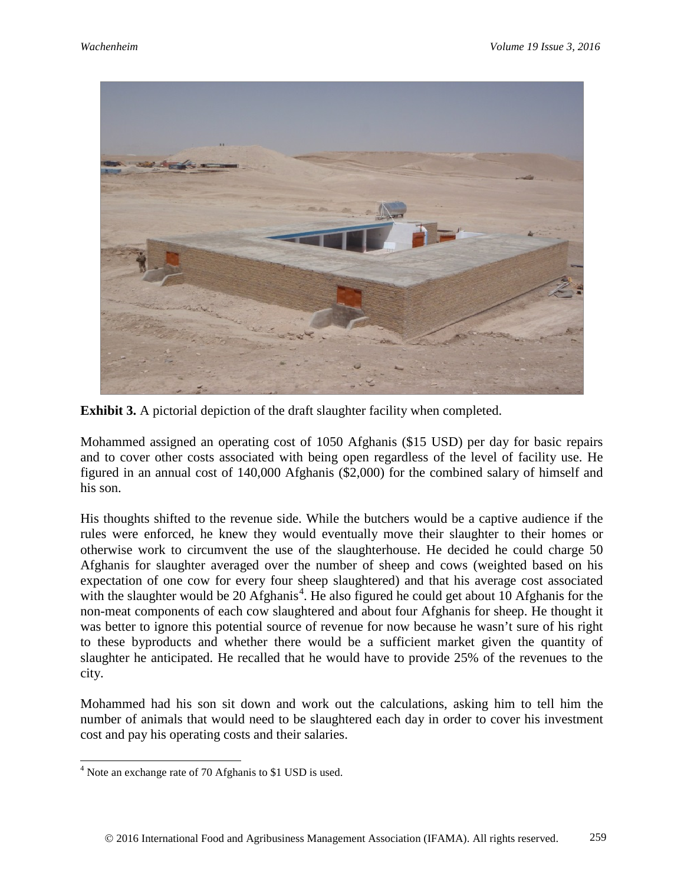**Exhibit 3.** A pictorial depiction of the draft slaughter facility when completed.

Mohammed assigned an operating cost of 1050 Afghanis ($15 USD) per day for basic repairs and to cover other costs associated with being open regardless of the level of facility use. He figured in an annual cost of 140,000 Afghanis ($2,000) for the combined salary of himself and his son.

His thoughts shifted to the revenue side. While the butchers would be a captive audience if the rules were enforced, he knew they would eventually move their slaughter to their homes or otherwise work to circumvent the use of the slaughterhouse. He decided he could charge 50 Afghanis for slaughter averaged over the number of sheep and cows (weighted based on his expectation of one cow for every four sheep slaughtered) and that his average cost associated with the slaughter would be 20 Afghanis[4]. He also figured he could get about 10 Afghanis for the non-meat components of each cow slaughtered and about four Afghanis for sheep. He thought it was better to ignore this potential source of revenue for now because he wasn't sure of his right to these byproducts and whether there would be a sufficient market given the quantity of slaughter he anticipated. He recalled that he would have to provide 25% of the revenues to the city.

Mohammed had his son sit down and work out the calculations, asking him to tell him the number of animals that would need to be slaughtered each day in order to cover his investment cost and pay his operating costs and their salaries.

---

[4] Note an exchange rate of 70 Afghanis to $1 USD is used.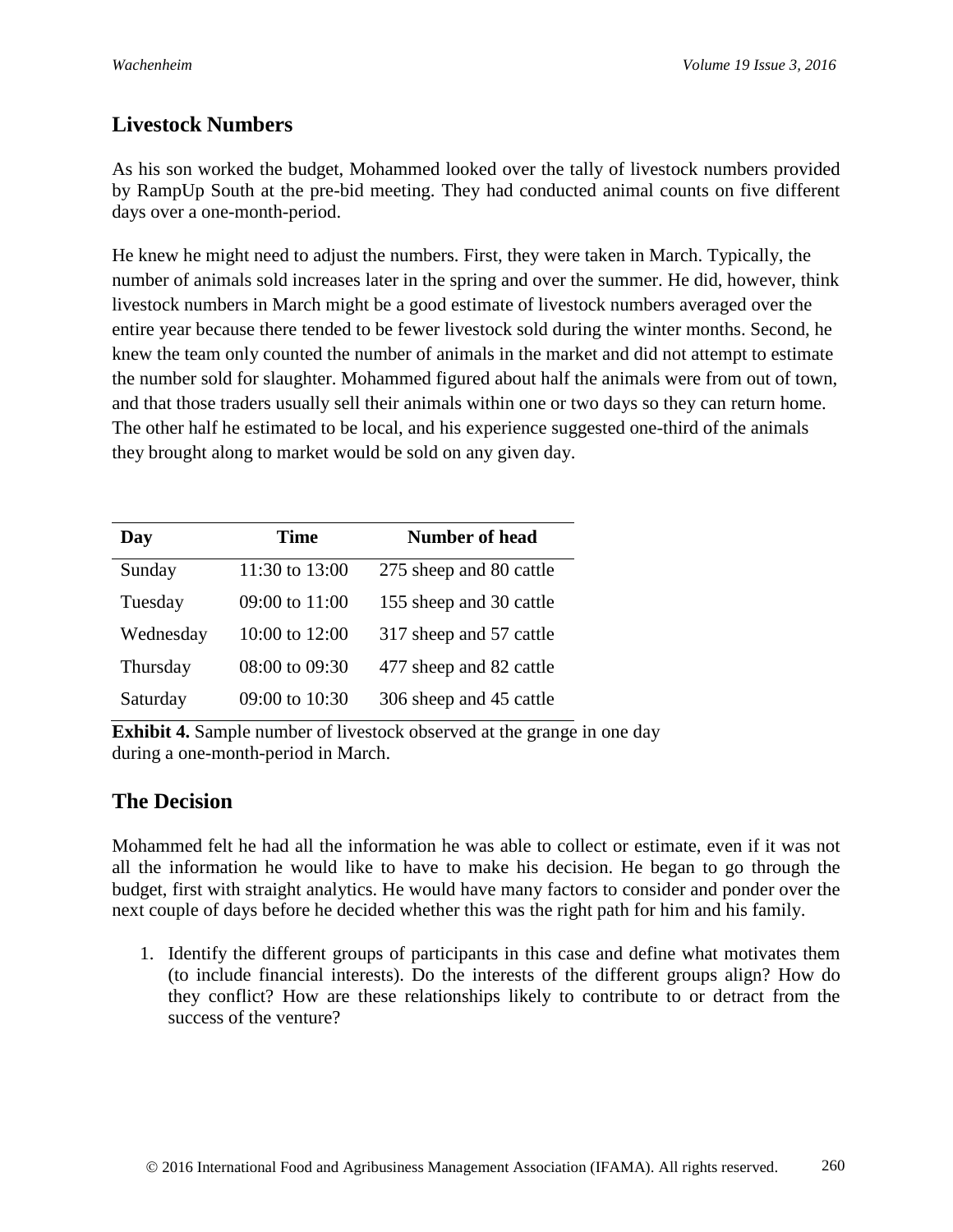## Livestock Numbers

As his son worked the budget, Mohammed looked over the tally of livestock numbers provided by RampUp South at the pre-bid meeting. They had conducted animal counts on five different days over a one-month-period.

He knew he might need to adjust the numbers. First, they were taken in March. Typically, the number of animals sold increases later in the spring and over the summer. He did, however, think livestock numbers in March might be a good estimate of livestock numbers averaged over the entire year because there tended to be fewer livestock sold during the winter months. Second, he knew the team only counted the number of animals in the market and did not attempt to estimate the number sold for slaughter. Mohammed figured about half the animals were from out of town, and that those traders usually sell their animals within one or two days so they can return home. The other half he estimated to be local, and his experience suggested one-third of the animals they brought along to market would be sold on any given day.

| Day | Time | Number of head |
|---|---|---|
| Sunday | 11:30 to 13:00 | 275 sheep and 80 cattle |
| Tuesday | 09:00 to 11:00 | 155 sheep and 30 cattle |
| Wednesday | 10:00 to 12:00 | 317 sheep and 57 cattle |
| Thursday | 08:00 to 09:30 | 477 sheep and 82 cattle |
| Saturday | 09:00 to 10:30 | 306 sheep and 45 cattle |

**Exhibit 4.** Sample number of livestock observed at the grange in one day during a one-month-period in March.

## The Decision

Mohammed felt he had all the information he was able to collect or estimate, even if it was not all the information he would like to have to make his decision. He began to go through the budget, first with straight analytics. He would have many factors to consider and ponder over the next couple of days before he decided whether this was the right path for him and his family.

1. Identify the different groups of participants in this case and define what motivates them (to include financial interests). Do the interests of the different groups align? How do they conflict? How are these relationships likely to contribute to or detract from the success of the venture?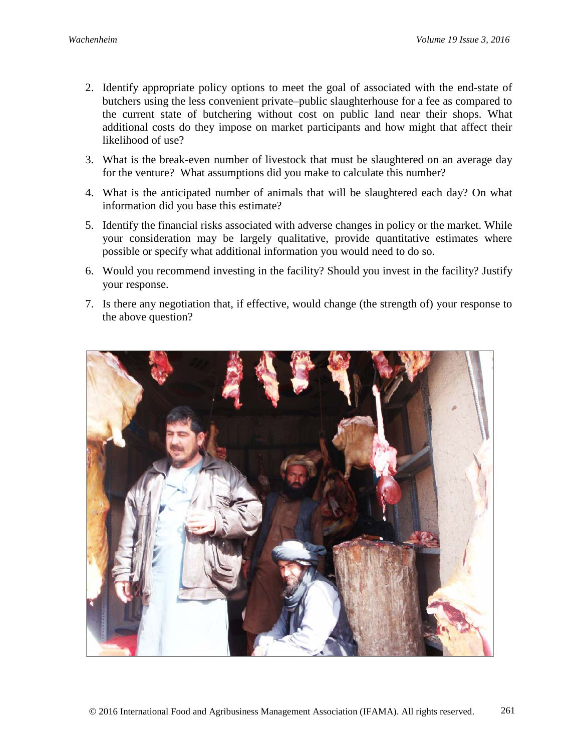2. Identify appropriate policy options to meet the goal of associated with the end-state of butchers using the less convenient private–public slaughterhouse for a fee as compared to the current state of butchering without cost on public land near their shops. What additional costs do they impose on market participants and how might that affect their likelihood of use?
3. What is the break-even number of livestock that must be slaughtered on an average day for the venture? What assumptions did you make to calculate this number?
4. What is the anticipated number of animals that will be slaughtered each day? On what information did you base this estimate?
5. Identify the financial risks associated with adverse changes in policy or the market. While your consideration may be largely qualitative, provide quantitative estimates where possible or specify what additional information you would need to do so.
6. Would you recommend investing in the facility? Should you invest in the facility? Justify your response.
7. Is there any negotiation that, if effective, would change (the strength of) your response to the above question?